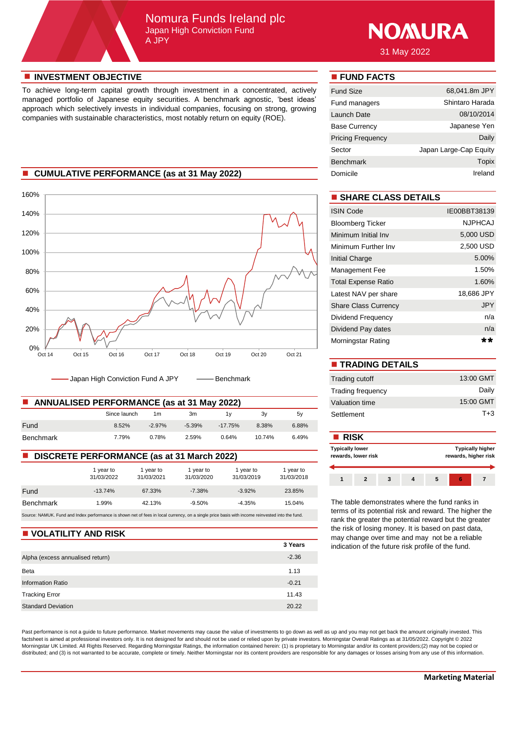# Nomura Funds Ireland plc

## Japan High Conviction Fund

A JPY

NOMURA

31 May 2022

## INVESTMENT OBJECTIVE

To achieve long-term capital growth through investment in a concentrated, actively managed portfolio of Japanese equity securities. A benchmark agnostic, 'best ideas' approach which selectively invests in individual companies, focusing on strong, growing companies with sustainable characteristics, most notably return on equity (ROE).

## CUMULATIVE PERFORMANCE (as at 31 May 2022)

Japan High Conviction Fund A JPY — Benchmark

## ANNUALISED PERFORMANCE (as at 31 May 2022)

| | Since launch | 1m | 3m | 1y | 3y | 5y |
|---|---|---|---|---|---|---|
| Fund | 8.52% | -2.97% | -5.39% | -17.75% | 8.38% | 6.88% |
| Benchmark | 7.79% | 0.78% | 2.59% | 0.64% | 10.74% | 6.49% |

## DISCRETE PERFORMANCE (as at 31 March 2022)

| | 1 year to 31/03/2022 | 1 year to 31/03/2021 | 1 year to 31/03/2020 | 1 year to 31/03/2019 | 1 year to 31/03/2018 |
|---|---|---|---|---|---|
| Fund | -13.74% | 67.33% | -7.38% | -3.92% | 23.85% |
| Benchmark | 1.99% | 42.13% | -9.50% | -4.35% | 15.04% |

Source: NAMUK. Fund and Index performance is shown net of fees in local currency, on a single price basis with income reinvested into the fund.

## VOLATILITY AND RISK

| | 3 Years |
|---|---|
| Alpha (excess annualised return) | -2.36 |
| Beta | 1.13 |
| Information Ratio | -0.21 |
| Tracking Error | 11.43 |
| Standard Deviation | 20.22 |

## FUND FACTS

| | |
|---|---|
| Fund Size | 68,041.8m JPY |
| Fund managers | Shintaro Harada |
| Launch Date | 08/10/2014 |
| Base Currency | Japanese Yen |
| Pricing Frequency | Daily |
| Sector | Japan Large-Cap Equity |
| Benchmark | Topix |
| Domicile | Ireland |

## SHARE CLASS DETAILS

| | |
|---|---|
| ISIN Code | IE00BBT38139 |
| Bloomberg Ticker | NJPHCAJ |
| Minimum Initial Inv | 5,000 USD |
| Minimum Further Inv | 2,500 USD |
| Initial Charge | 5.00% |
| Management Fee | 1.50% |
| Total Expense Ratio | 1.60% |
| Latest NAV per share | 18,686 JPY |
| Share Class Currency | JPY |
| Dividend Frequency | n/a |
| Dividend Pay dates | n/a |
| Morningstar Rating | ★★ |

## TRADING DETAILS

| | |
|---|---|
| Trading cutoff | 13:00 GMT |
| Trading frequency | Daily |
| Valuation time | 15:00 GMT |
| Settlement | T+3 |

## RISK

Typically lower rewards, lower risk — Typically higher rewards, higher risk

| 1 | 2 | 3 | 4 | 5 | **6** | 7 |
|---|---|---|---|---|---|---|

The table demonstrates where the fund ranks in terms of its potential risk and reward. The higher the rank the greater the potential reward but the greater the risk of losing money. It is based on past data, may change over time and may not be a reliable indication of the future risk profile of the fund.

Past performance is not a guide to future performance. Market movements may cause the value of investments to go down as well as up and you may not get back the amount originally invested. This factsheet is aimed at professional investors only. It is not designed for and should not be used or relied upon by private investors. Morningstar Overall Ratings as at 31/05/2022. Copyright © 2022 Morningstar UK Limited. All Rights Reserved. Regarding Morningstar Ratings, the information contained herein: (1) is proprietary to Morningstar and/or its content providers;(2) may not be copied or distributed; and (3) is not warranted to be accurate, complete or timely. Neither Morningstar nor its content providers are responsible for any damages or losses arising from any use of this information.

**Marketing Material**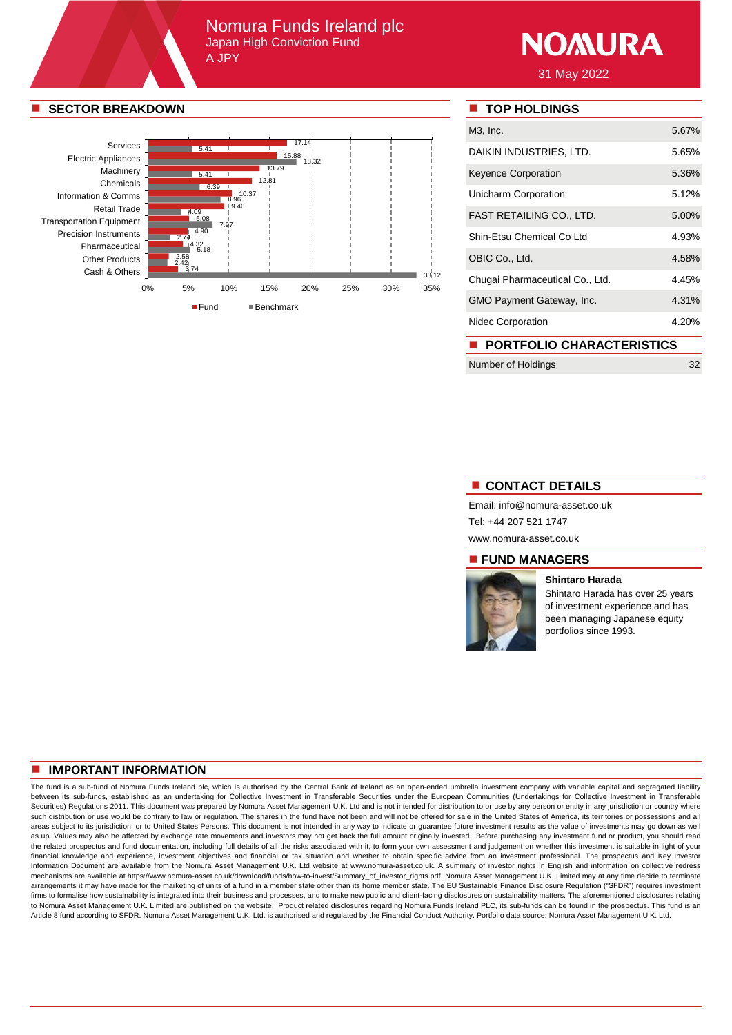Nomura Funds Ireland plc

Japan High Conviction Fund

A JPY

31 May 2022

## SECTOR BREAKDOWN

Services
Electric Appliances
Machinery
Chemicals
Information & Comms
Retail Trade
Transportation Equipment
Precision Instruments
Pharmaceutical
Other Products
Cash & Others

17.14
5.41
15.88
18.32
13.79
5.41
12.81
6.39
10.37
8.96
9.40
4.09
5.08
7.97
4.90
2.74
4.32
5.18
2.58
2.42
3.74
33.12

0% 5% 10% 15% 20% 25% 30% 35%

Fund Benchmark

## TOP HOLDINGS

| | |
|---|---|
| M3, Inc. | 5.67% |
| DAIKIN INDUSTRIES, LTD. | 5.65% |
| Keyence Corporation | 5.36% |
| Unicharm Corporation | 5.12% |
| FAST RETAILING CO., LTD. | 5.00% |
| Shin-Etsu Chemical Co Ltd | 4.93% |
| OBIC Co., Ltd. | 4.58% |
| Chugai Pharmaceutical Co., Ltd. | 4.45% |
| GMO Payment Gateway, Inc. | 4.31% |
| Nidec Corporation | 4.20% |

## PORTFOLIO CHARACTERISTICS

| | |
|---|---|
| Number of Holdings | 32 |

## CONTACT DETAILS

Email: info@nomura-asset.co.uk

Tel: +44 207 521 1747

www.nomura-asset.co.uk

## FUND MANAGERS

**Shintaro Harada**

Shintaro Harada has over 25 years of investment experience and has been managing Japanese equity portfolios since 1993.

## IMPORTANT INFORMATION

The fund is a sub-fund of Nomura Funds Ireland plc, which is authorised by the Central Bank of Ireland as an open-ended umbrella investment company with variable capital and segregated liability between its sub-funds, established as an undertaking for Collective Investment in Transferable Securities under the European Communities (Undertakings for Collective Investment in Transferable Securities) Regulations 2011. This document was prepared by Nomura Asset Management U.K. Ltd and is not intended for distribution to or use by any person or entity in any jurisdiction or country where such distribution or use would be contrary to law or regulation. The shares in the fund have not been and will not be offered for sale in the United States of America, its territories or possessions and all areas subject to its jurisdiction, or to United States Persons. This document is not intended in any way to indicate or guarantee future investment results as the value of investments may go down as well as up. Values may also be affected by exchange rate movements and investors may not get back the full amount originally invested. Before purchasing any investment fund or product, you should read the related prospectus and fund documentation, including full details of all the risks associated with it, to form your own assessment and judgement on whether this investment is suitable in light of your financial knowledge and experience, investment objectives and financial or tax situation and whether to obtain specific advice from an investment professional. The prospectus and Key Investor Information Document are available from the Nomura Asset Management U.K. Ltd website at www.nomura-asset.co.uk. A summary of investor rights in English and information on collective redress mechanisms are available at https://www.nomura-asset.co.uk/download/funds/how-to-invest/Summary_of_investor_rights.pdf. Nomura Asset Management U.K. Limited may at any time decide to terminate arrangements it may have made for the marketing of units of a fund in a member state other than its home member state. The EU Sustainable Finance Disclosure Regulation ("SFDR") requires investment firms to formalise how sustainability is integrated into their business and processes, and to make new public and client-facing disclosures on sustainability matters. The aforementioned disclosures relating to Nomura Asset Management U.K. Limited are published on the website. Product related disclosures regarding Nomura Funds Ireland PLC, its sub-funds can be found in the prospectus. This fund is an Article 8 fund according to SFDR. Nomura Asset Management U.K. Ltd. is authorised and regulated by the Financial Conduct Authority. Portfolio data source: Nomura Asset Management U.K. Ltd.